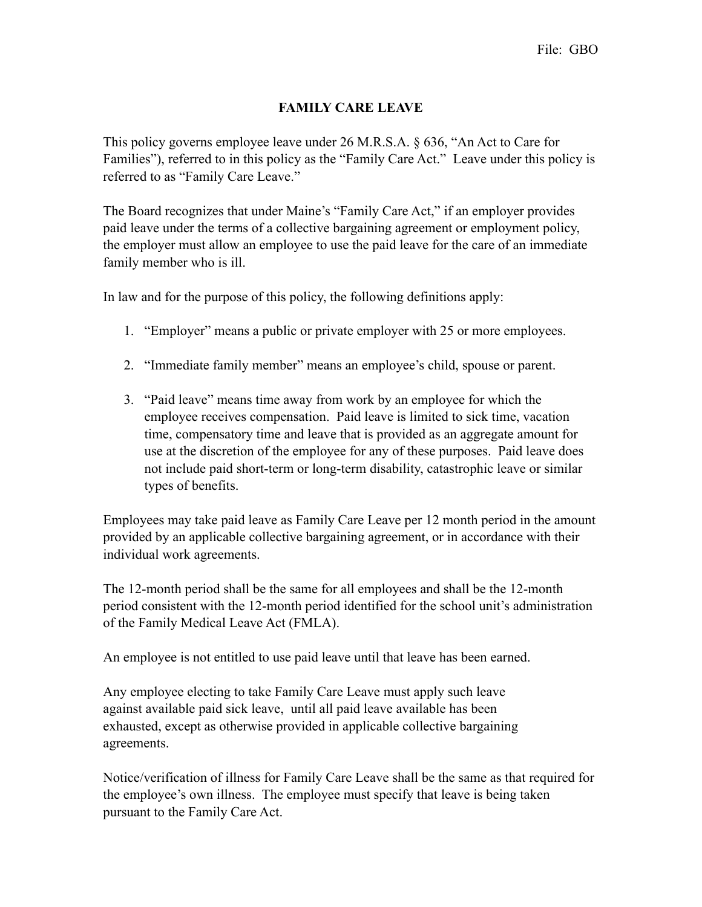File: GBO

# FAMILY CARE LEAVE

This policy governs employee leave under 26 M.R.S.A. § 636, "An Act to Care for Families"), referred to in this policy as the "Family Care Act." Leave under this policy is referred to as "Family Care Leave."

The Board recognizes that under Maine's "Family Care Act," if an employer provides paid leave under the terms of a collective bargaining agreement or employment policy, the employer must allow an employee to use the paid leave for the care of an immediate family member who is ill.

In law and for the purpose of this policy, the following definitions apply:

1. "Employer" means a public or private employer with 25 or more employees.
2. "Immediate family member" means an employee's child, spouse or parent.
3. "Paid leave" means time away from work by an employee for which the employee receives compensation. Paid leave is limited to sick time, vacation time, compensatory time and leave that is provided as an aggregate amount for use at the discretion of the employee for any of these purposes. Paid leave does not include paid short-term or long-term disability, catastrophic leave or similar types of benefits.

Employees may take paid leave as Family Care Leave per 12 month period in the amount provided by an applicable collective bargaining agreement, or in accordance with their individual work agreements.

The 12-month period shall be the same for all employees and shall be the 12-month period consistent with the 12-month period identified for the school unit's administration of the Family Medical Leave Act (FMLA).

An employee is not entitled to use paid leave until that leave has been earned.

Any employee electing to take Family Care Leave must apply such leave against available paid sick leave, until all paid leave available has been exhausted, except as otherwise provided in applicable collective bargaining agreements.

Notice/verification of illness for Family Care Leave shall be the same as that required for the employee's own illness. The employee must specify that leave is being taken pursuant to the Family Care Act.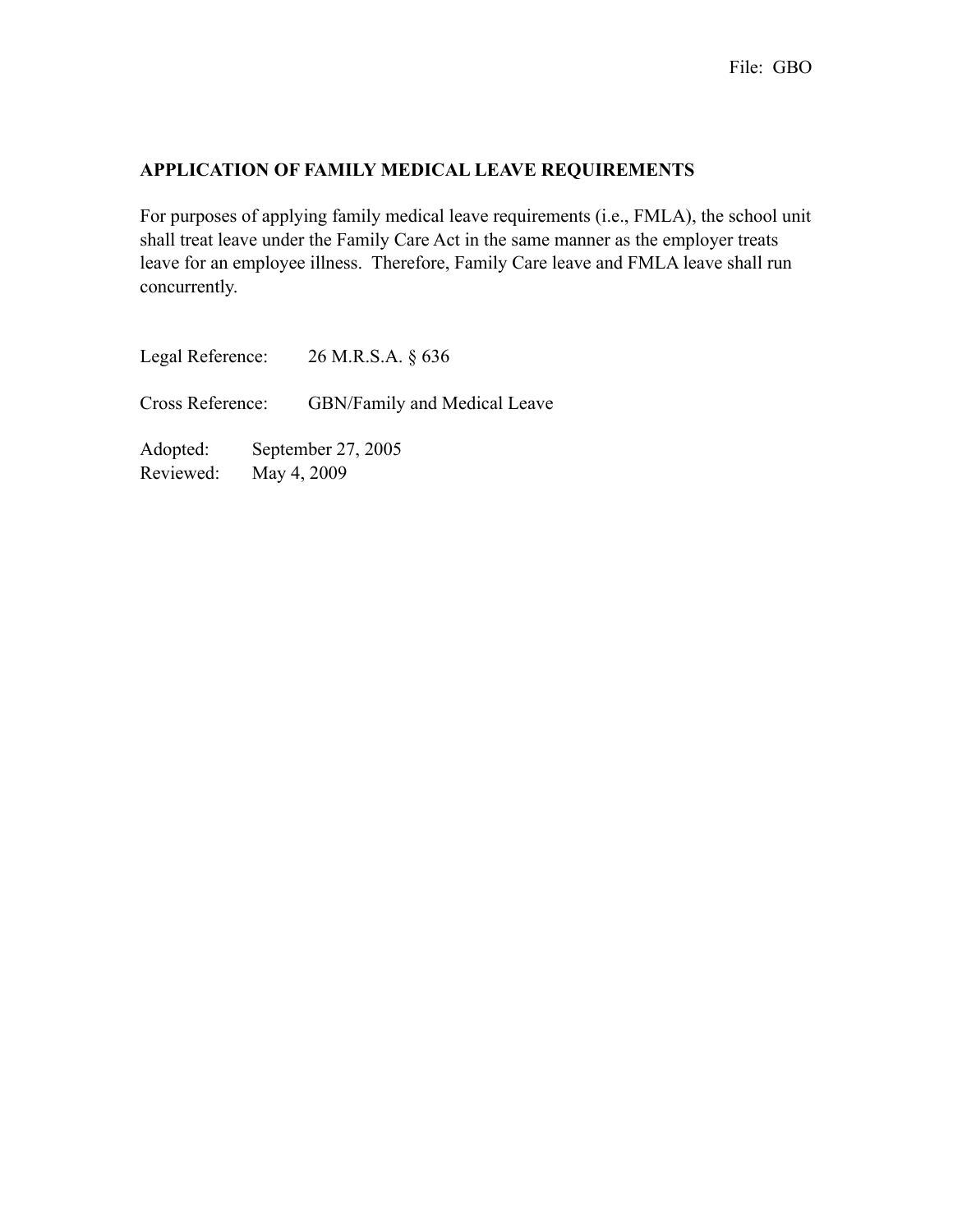File: GBO

## APPLICATION OF FAMILY MEDICAL LEAVE REQUIREMENTS

For purposes of applying family medical leave requirements (i.e., FMLA), the school unit shall treat leave under the Family Care Act in the same manner as the employer treats leave for an employee illness. Therefore, Family Care leave and FMLA leave shall run concurrently.

Legal Reference: 26 M.R.S.A. § 636

Cross Reference: GBN/Family and Medical Leave

Adopted: September 27, 2005
Reviewed: May 4, 2009